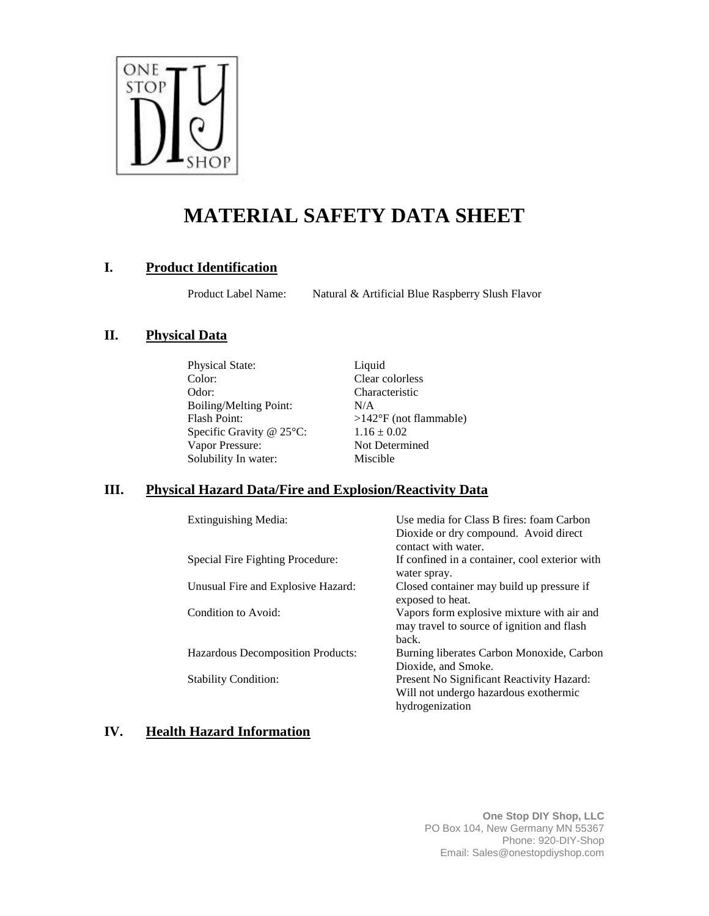ONE STOP DIY SHOP

# MATERIAL SAFETY DATA SHEET

## I. Product Identification

| | |
|---|---|
| Product Label Name: | Natural & Artificial Blue Raspberry Slush Flavor |

## II. Physical Data

| | |
|---|---|
| Physical State: | Liquid |
| Color: | Clear colorless |
| Odor: | Characteristic |
| Boiling/Melting Point: | N/A |
| Flash Point: | >142°F (not flammable) |
| Specific Gravity @ 25°C: | 1.16 ± 0.02 |
| Vapor Pressure: | Not Determined |
| Solubility In water: | Miscible |

## III. Physical Hazard Data/Fire and Explosion/Reactivity Data

| | |
|---|---|
| Extinguishing Media: | Use media for Class B fires: foam Carbon Dioxide or dry compound. Avoid direct contact with water. |
| Special Fire Fighting Procedure: | If confined in a container, cool exterior with water spray. |
| Unusual Fire and Explosive Hazard: | Closed container may build up pressure if exposed to heat. |
| Condition to Avoid: | Vapors form explosive mixture with air and may travel to source of ignition and flash back. |
| Hazardous Decomposition Products: | Burning liberates Carbon Monoxide, Carbon Dioxide, and Smoke. |
| Stability Condition: | Present No Significant Reactivity Hazard: Will not undergo hazardous exothermic hydrogenization |

## IV. Health Hazard Information

**One Stop DIY Shop, LLC**
PO Box 104, New Germany MN 55367
Phone: 920-DIY-Shop
Email: Sales@onestopdiyshop.com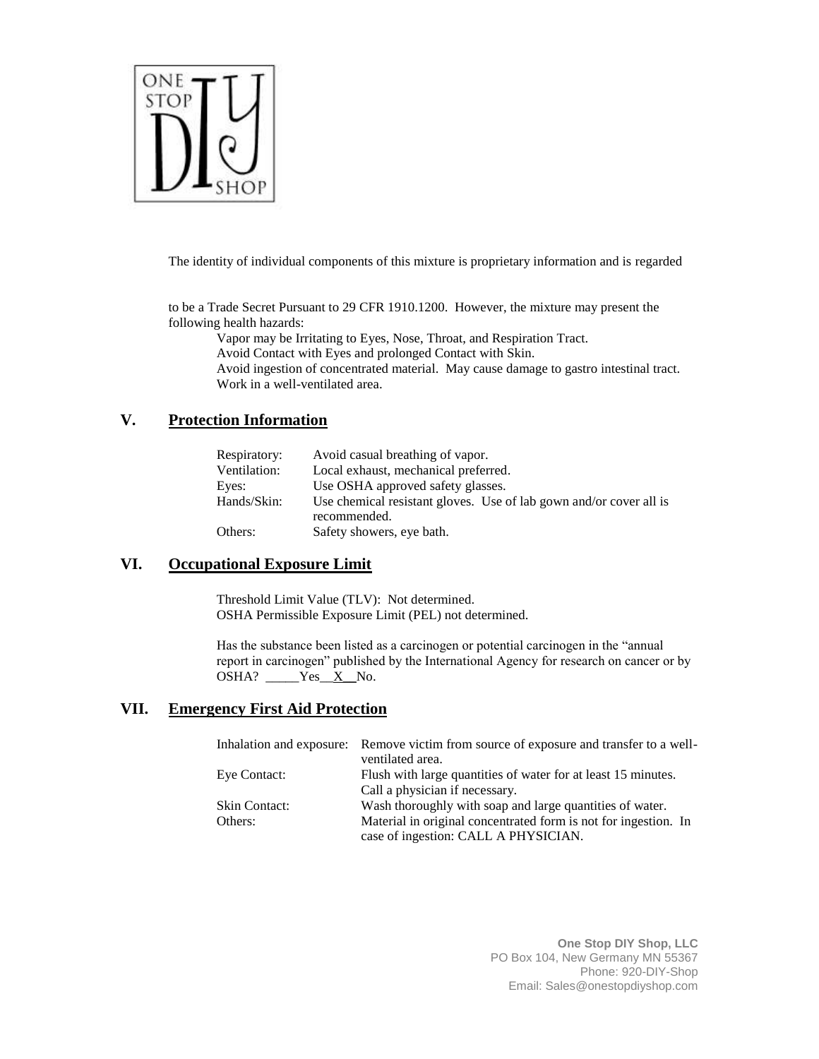The identity of individual components of this mixture is proprietary information and is regarded

to be a Trade Secret Pursuant to 29 CFR 1910.1200. However, the mixture may present the following health hazards:

Vapor may be Irritating to Eyes, Nose, Throat, and Respiration Tract.
Avoid Contact with Eyes and prolonged Contact with Skin.
Avoid ingestion of concentrated material. May cause damage to gastro intestinal tract.
Work in a well-ventilated area.

## V. Protection Information

| | |
|---|---|
| Respiratory: | Avoid casual breathing of vapor. |
| Ventilation: | Local exhaust, mechanical preferred. |
| Eyes: | Use OSHA approved safety glasses. |
| Hands/Skin: | Use chemical resistant gloves. Use of lab gown and/or cover all is recommended. |
| Others: | Safety showers, eye bath. |

## VI. Occupational Exposure Limit

Threshold Limit Value (TLV): Not determined.
OSHA Permissible Exposure Limit (PEL) not determined.

Has the substance been listed as a carcinogen or potential carcinogen in the "annual report in carcinogen" published by the International Agency for research on cancer or by OSHA? _____Yes__X__No.

## VII. Emergency First Aid Protection

| | |
|---|---|
| Inhalation and exposure: | Remove victim from source of exposure and transfer to a well-ventilated area. |
| Eye Contact: | Flush with large quantities of water for at least 15 minutes. Call a physician if necessary. |
| Skin Contact: | Wash thoroughly with soap and large quantities of water. |
| Others: | Material in original concentrated form is not for ingestion. In case of ingestion: CALL A PHYSICIAN. |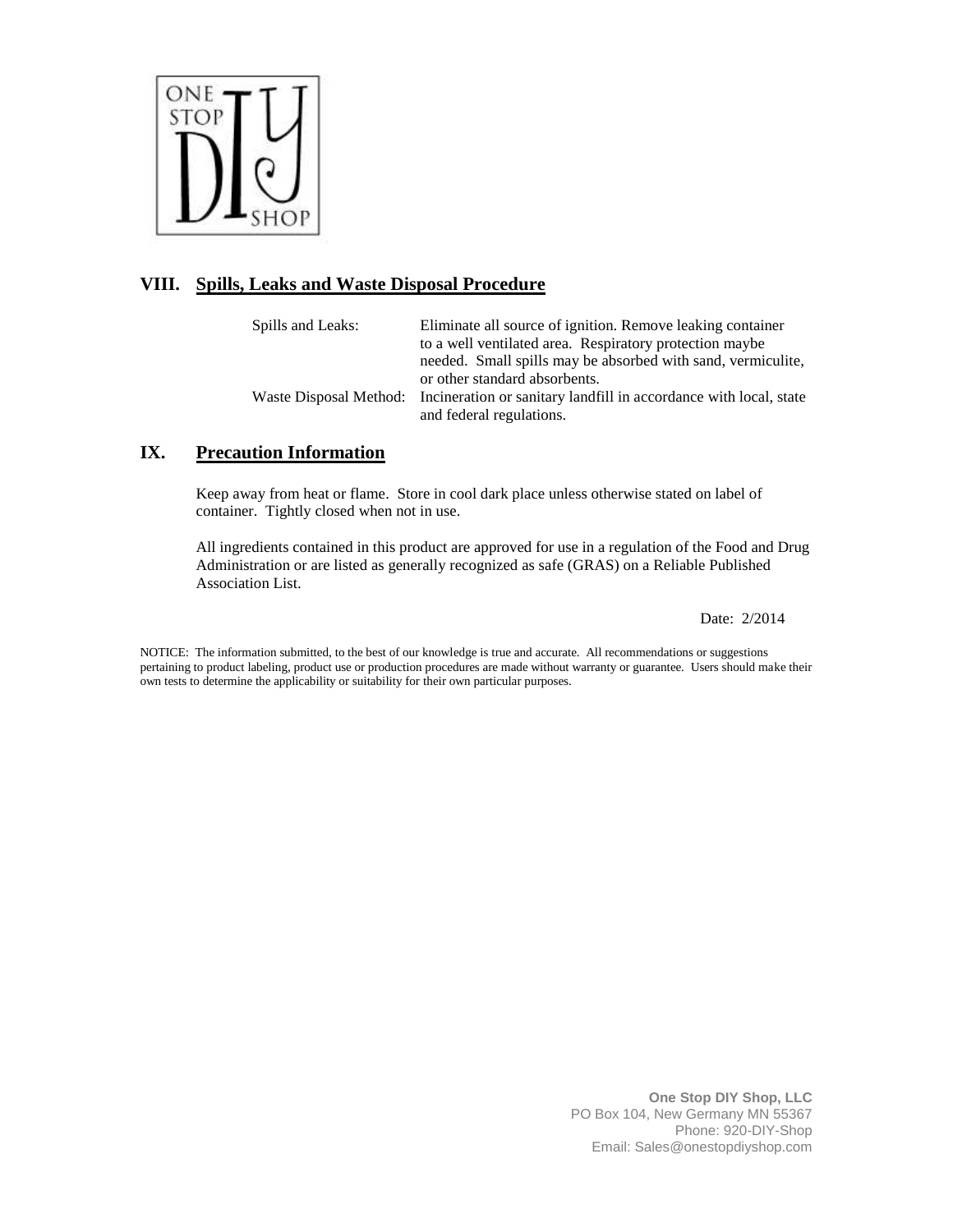## VIII. Spills, Leaks and Waste Disposal Procedure

| | |
|---|---|
| Spills and Leaks: | Eliminate all source of ignition. Remove leaking container to a well ventilated area. Respiratory protection maybe needed. Small spills may be absorbed with sand, vermiculite, or other standard absorbents. |
| Waste Disposal Method: | Incineration or sanitary landfill in accordance with local, state and federal regulations. |

## IX. Precaution Information

Keep away from heat or flame. Store in cool dark place unless otherwise stated on label of container. Tightly closed when not in use.

All ingredients contained in this product are approved for use in a regulation of the Food and Drug Administration or are listed as generally recognized as safe (GRAS) on a Reliable Published Association List.

Date: 2/2014

NOTICE: The information submitted, to the best of our knowledge is true and accurate. All recommendations or suggestions pertaining to product labeling, product use or production procedures are made without warranty or guarantee. Users should make their own tests to determine the applicability or suitability for their own particular purposes.

**One Stop DIY Shop, LLC**
PO Box 104, New Germany MN 55367
Phone: 920-DIY-Shop
Email: Sales@onestopdiyshop.com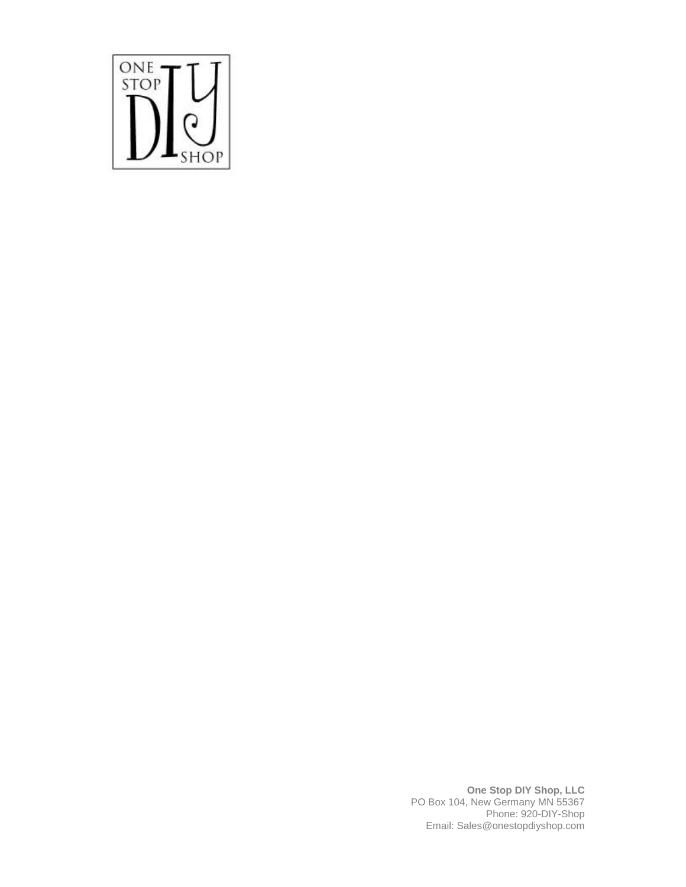ONE STOP DIY SHOP

**One Stop DIY Shop, LLC**
PO Box 104, New Germany MN 55367
Phone: 920-DIY-Shop
Email: Sales@onestopdiyshop.com